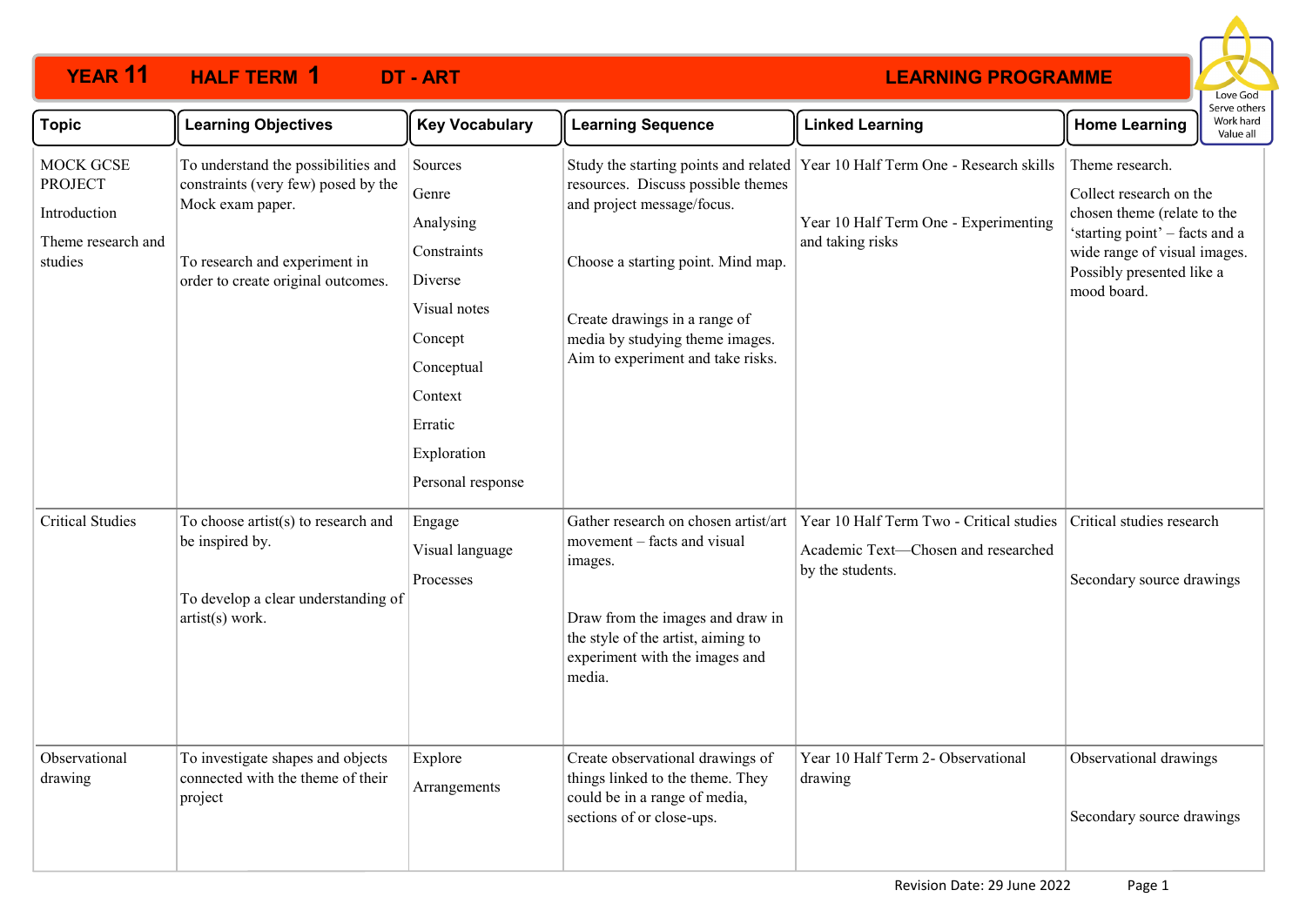# YEAR 11 HALF TERM 1 DT - ART LEARNING PROGRAMME

Love God
Serve others
Work hard
Value all

| Topic | Learning Objectives | Key Vocabulary | Learning Sequence | Linked Learning | Home Learning |
|---|---|---|---|---|---|
| MOCK GCSE PROJECT<br><br>Introduction<br><br>Theme research and studies | To understand the possibilities and constraints (very few) posed by the Mock exam paper.<br><br>To research and experiment in order to create original outcomes. | Sources<br>Genre<br>Analysing<br>Constraints<br>Diverse<br>Visual notes<br>Concept<br>Conceptual<br>Context<br>Erratic<br>Exploration<br>Personal response | Study the starting points and related resources. Discuss possible themes and project message/focus.<br><br>Choose a starting point. Mind map.<br><br>Create drawings in a range of media by studying theme images. Aim to experiment and take risks. | Year 10 Half Term One - Research skills<br><br>Year 10 Half Term One - Experimenting and taking risks | Theme research.<br><br>Collect research on the chosen theme (relate to the 'starting point' – facts and a wide range of visual images. Possibly presented like a mood board. |
| Critical Studies | To choose artist(s) to research and be inspired by.<br><br>To develop a clear understanding of artist(s) work. | Engage<br>Visual language<br>Processes | Gather research on chosen artist/art movement – facts and visual images.<br><br>Draw from the images and draw in the style of the artist, aiming to experiment with the images and media. | Year 10 Half Term Two - Critical studies<br><br>Academic Text—Chosen and researched by the students. | Critical studies research<br><br>Secondary source drawings |
| Observational drawing | To investigate shapes and objects connected with the theme of their project | Explore<br>Arrangements | Create observational drawings of things linked to the theme. They could be in a range of media, sections of or close-ups. | Year 10 Half Term 2- Observational drawing | Observational drawings<br><br>Secondary source drawings |

Revision Date: 29 June 2022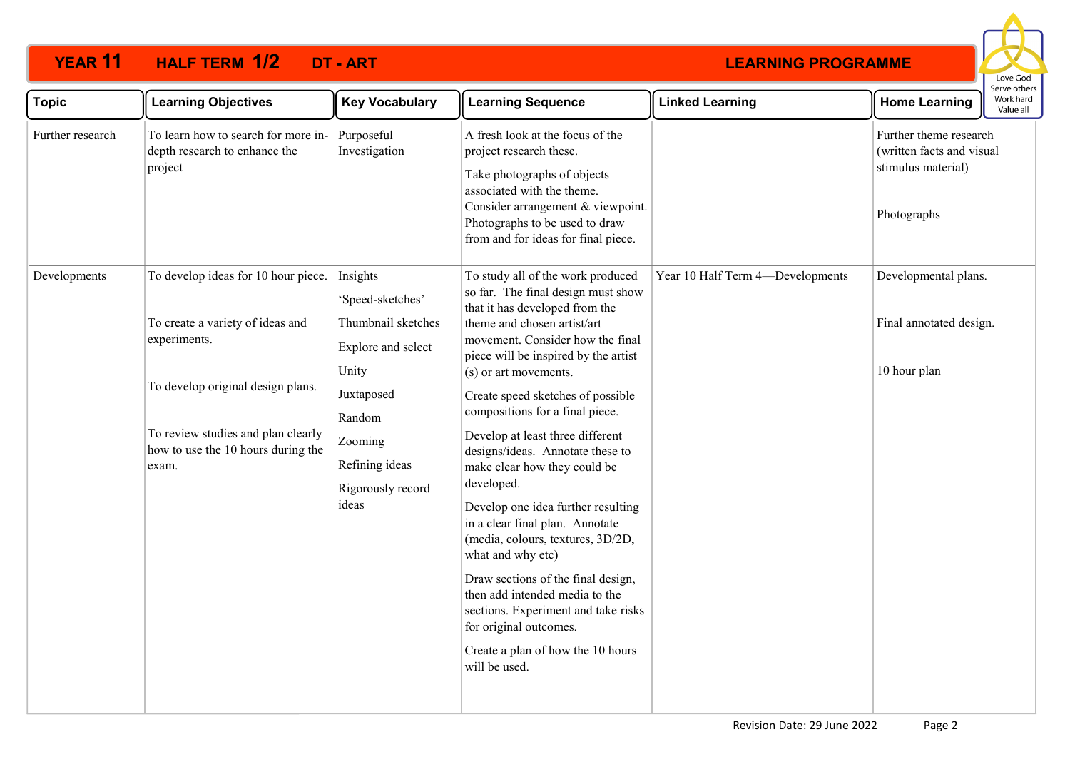# YEAR 11 HALF TERM 1/2 DT - ART

## LEARNING PROGRAMME

Love God
Serve others
Work hard
Value all

| Topic | Learning Objectives | Key Vocabulary | Learning Sequence | Linked Learning | Home Learning |
|---|---|---|---|---|---|
| Further research | To learn how to search for more in-depth research to enhance the project | Purposeful<br>Investigation | A fresh look at the focus of the project research these.<br>Take photographs of objects associated with the theme. Consider arrangement & viewpoint. Photographs to be used to draw from and for ideas for final piece. | | Further theme research (written facts and visual stimulus material)<br><br>Photographs |
| Developments | To develop ideas for 10 hour piece.<br><br>To create a variety of ideas and experiments.<br><br>To develop original design plans.<br><br>To review studies and plan clearly how to use the 10 hours during the exam. | Insights<br>'Speed-sketches'<br>Thumbnail sketches<br>Explore and select<br>Unity<br>Juxtaposed<br>Random<br>Zooming<br>Refining ideas<br>Rigorously record ideas | To study all of the work produced so far. The final design must show that it has developed from the theme and chosen artist/art movement. Consider how the final piece will be inspired by the artist (s) or art movements.<br>Create speed sketches of possible compositions for a final piece.<br>Develop at least three different designs/ideas. Annotate these to make clear how they could be developed.<br>Develop one idea further resulting in a clear final plan. Annotate (media, colours, textures, 3D/2D, what and why etc)<br>Draw sections of the final design, then add intended media to the sections. Experiment and take risks for original outcomes.<br>Create a plan of how the 10 hours will be used. | Year 10 Half Term 4—Developments | Developmental plans.<br><br>Final annotated design.<br><br>10 hour plan |

Revision Date: 29 June 2022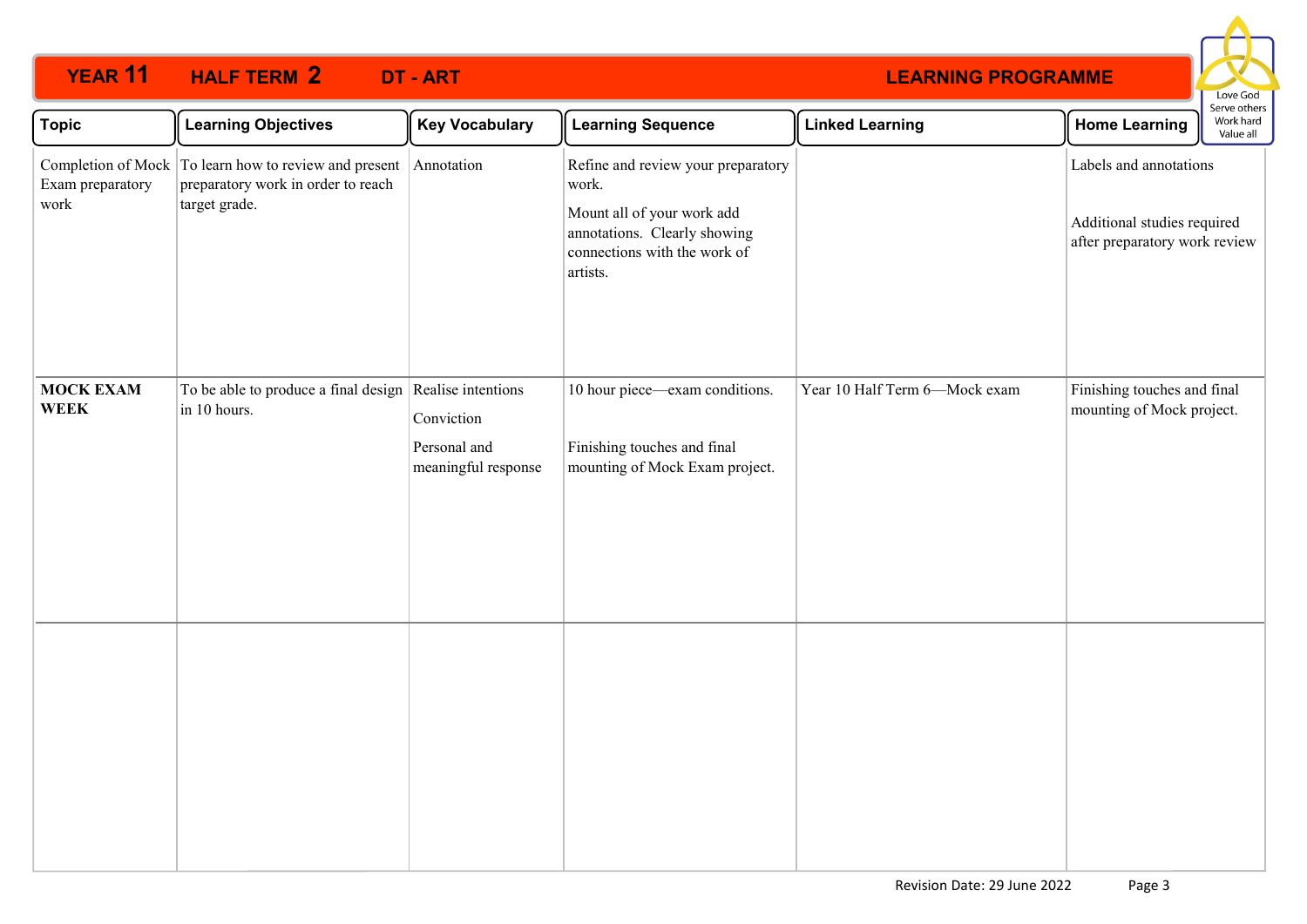# YEAR 11 HALF TERM 2 DT - ART LEARNING PROGRAMME

Love God
Serve others
Work hard
Value all

| Topic | Learning Objectives | Key Vocabulary | Learning Sequence | Linked Learning | Home Learning |
|---|---|---|---|---|---|
| Completion of Mock Exam preparatory work | To learn how to review and present preparatory work in order to reach target grade. | Annotation | Refine and review your preparatory work.<br><br>Mount all of your work add annotations. Clearly showing connections with the work of artists. | | Labels and annotations<br><br>Additional studies required after preparatory work review |
| **MOCK EXAM WEEK** | To be able to produce a final design in 10 hours. | Realise intentions<br><br>Conviction<br><br>Personal and meaningful response | 10 hour piece—exam conditions.<br><br>Finishing touches and final mounting of Mock Exam project. | Year 10 Half Term 6—Mock exam | Finishing touches and final mounting of Mock project. |
| | | | | | |

Revision Date: 29 June 2022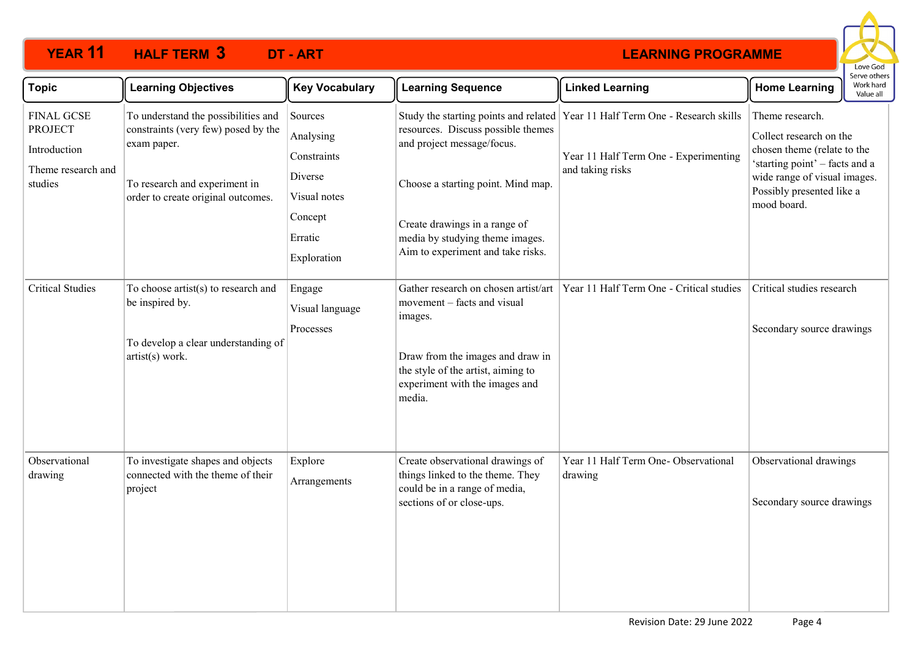# YEAR 11 HALF TERM 3 DT - ART

## LEARNING PROGRAMME

| Topic | Learning Objectives | Key Vocabulary | Learning Sequence | Linked Learning | Home Learning |
|---|---|---|---|---|---|
| FINAL GCSE PROJECT<br><br>Introduction<br><br>Theme research and studies | To understand the possibilities and constraints (very few) posed by the exam paper.<br><br>To research and experiment in order to create original outcomes. | Sources<br><br>Analysing<br><br>Constraints<br><br>Diverse<br><br>Visual notes<br><br>Concept<br><br>Erratic<br><br>Exploration | Study the starting points and related resources. Discuss possible themes and project message/focus.<br><br>Choose a starting point. Mind map.<br><br>Create drawings in a range of media by studying theme images. Aim to experiment and take risks. | Year 11 Half Term One - Research skills<br><br>Year 11 Half Term One - Experimenting and taking risks | Theme research.<br><br>Collect research on the chosen theme (relate to the 'starting point' – facts and a wide range of visual images. Possibly presented like a mood board. |
| Critical Studies | To choose artist(s) to research and be inspired by.<br><br>To develop a clear understanding of artist(s) work. | Engage<br><br>Visual language<br><br>Processes | Gather research on chosen artist/art movement – facts and visual images.<br><br>Draw from the images and draw in the style of the artist, aiming to experiment with the images and media. | Year 11 Half Term One - Critical studies | Critical studies research<br><br>Secondary source drawings |
| Observational drawing | To investigate shapes and objects connected with the theme of their project | Explore<br><br>Arrangements | Create observational drawings of things linked to the theme. They could be in a range of media, sections of or close-ups. | Year 11 Half Term One- Observational drawing | Observational drawings<br><br>Secondary source drawings |

Revision Date: 29 June 2022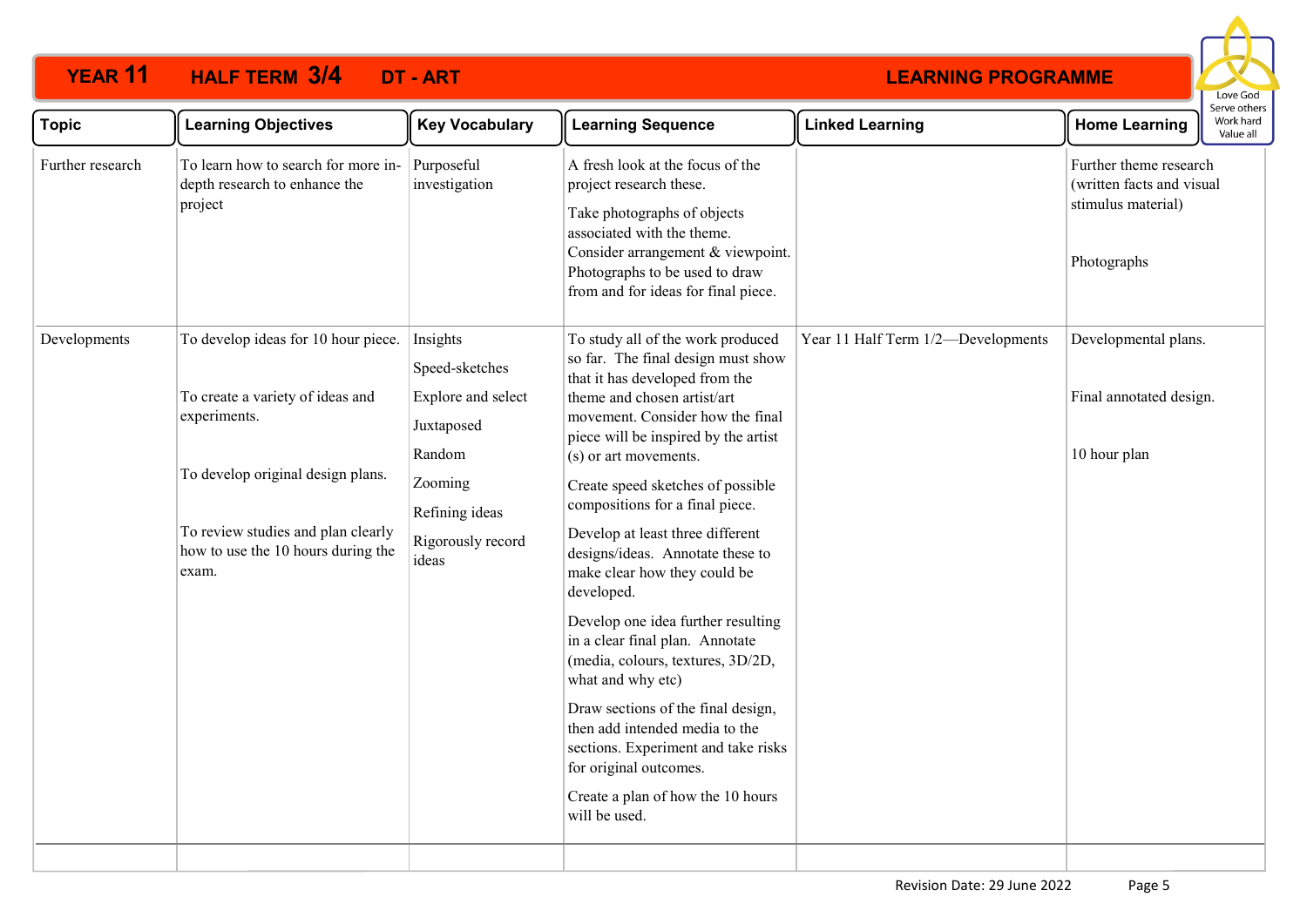# YEAR 11 HALF TERM 3/4 DT - ART — LEARNING PROGRAMME

Love God, Serve others, Work hard, Value all

| Topic | Learning Objectives | Key Vocabulary | Learning Sequence | Linked Learning | Home Learning |
|---|---|---|---|---|---|
| Further research | To learn how to search for more in-depth research to enhance the project | Purposeful investigation | A fresh look at the focus of the project research these.<br><br>Take photographs of objects associated with the theme. Consider arrangement & viewpoint. Photographs to be used to draw from and for ideas for final piece. | | Further theme research (written facts and visual stimulus material)<br><br>Photographs |
| Developments | To develop ideas for 10 hour piece.<br><br>To create a variety of ideas and experiments.<br><br>To develop original design plans.<br><br>To review studies and plan clearly how to use the 10 hours during the exam. | Insights<br><br>Speed-sketches<br><br>Explore and select<br><br>Juxtaposed<br><br>Random<br><br>Zooming<br><br>Refining ideas<br><br>Rigorously record ideas | To study all of the work produced so far. The final design must show that it has developed from the theme and chosen artist/art movement. Consider how the final piece will be inspired by the artist (s) or art movements.<br><br>Create speed sketches of possible compositions for a final piece.<br><br>Develop at least three different designs/ideas. Annotate these to make clear how they could be developed.<br><br>Develop one idea further resulting in a clear final plan. Annotate (media, colours, textures, 3D/2D, what and why etc)<br><br>Draw sections of the final design, then add intended media to the sections. Experiment and take risks for original outcomes.<br><br>Create a plan of how the 10 hours will be used. | Year 11 Half Term 1/2—Developments | Developmental plans.<br><br>Final annotated design.<br><br>10 hour plan |

Revision Date: 29 June 2022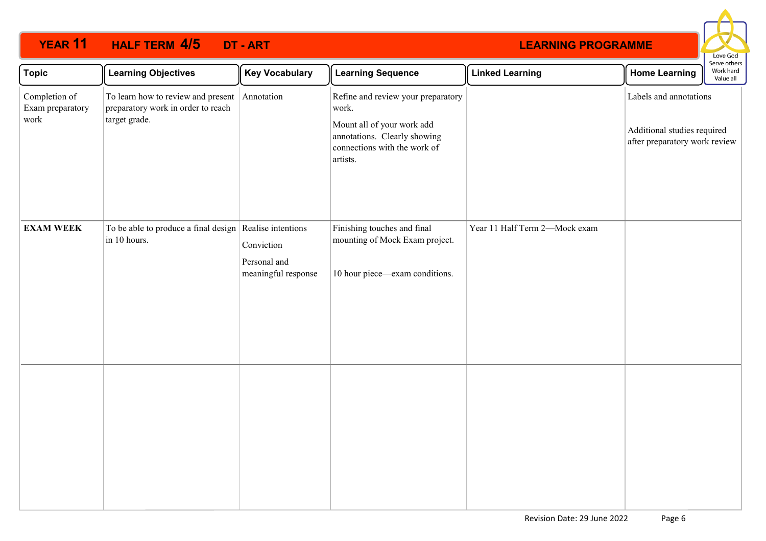# YEAR 11 HALF TERM 4/5 DT - ART LEARNING PROGRAMME

Love God
Serve others
Work hard
Value all

| Topic | Learning Objectives | Key Vocabulary | Learning Sequence | Linked Learning | Home Learning |
|---|---|---|---|---|---|
| Completion of Exam preparatory work | To learn how to review and present preparatory work in order to reach target grade. | Annotation | Refine and review your preparatory work.<br><br>Mount all of your work add annotations. Clearly showing connections with the work of artists. | | Labels and annotations<br><br>Additional studies required after preparatory work review |
| **EXAM WEEK** | To be able to produce a final design in 10 hours. | Realise intentions<br><br>Conviction<br><br>Personal and meaningful response | Finishing touches and final mounting of Mock Exam project.<br><br>10 hour piece—exam conditions. | Year 11 Half Term 2—Mock exam | |
| | | | | | |

Revision Date: 29 June 2022